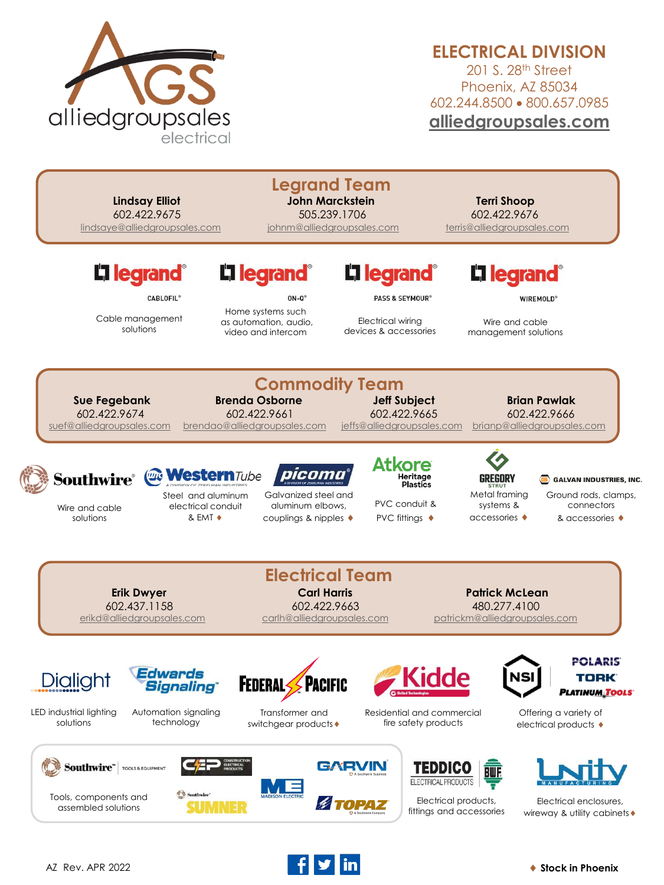alliedgroupsales electrical

## ELECTRICAL DIVISION

201 S. 28th Street
Phoenix, AZ 85034
602.244.8500 • 800.657.0985
alliedgroupsales.com

## Legrand Team

**Lindsay Elliot**
602.422.9675
lindsaye@alliedgroupsales.com

**John Marckstein**
505.239.1706
johnm@alliedgroupsales.com

**Terri Shoop**
602.422.9676
terris@alliedgroupsales.com

legrand CABLOFIL® — Cable management solutions

legrand ON-Q® — Home systems such as automation, audio, video and intercom

legrand PASS & SEYMOUR® — Electrical wiring devices & accessories

legrand WIREMOLD® — Wire and cable management solutions

## Commodity Team

**Sue Fegebank**
602.422.9674
suef@alliedgroupsales.com

**Brenda Osborne**
602.422.9661
brendao@alliedgroupsales.com

**Jeff Subject**
602.422.9665
jeffs@alliedgroupsales.com

**Brian Pawlak**
602.422.9666
brianp@alliedgroupsales.com

Southwire® — Wire and cable solutions

Western Tube — Steel and aluminum electrical conduit & EMT ♦

picoma® — Galvanized steel and aluminum elbows, couplings & nipples ♦

Atkore Heritage Plastics — PVC conduit & PVC fittings ♦

Gregory Strut — Metal framing systems & accessories ♦

Galvan Industries, Inc. — Ground rods, clamps, connectors & accessories ♦

## Electrical Team

**Erik Dwyer**
602.437.1158
erikd@alliedgroupsales.com

**Carl Harris**
602.422.9663
carlh@alliedgroupsales.com

**Patrick McLean**
480.277.4100
patrickm@alliedgroupsales.com

Dialight — LED industrial lighting solutions

Edwards Signaling — Automation signaling technology

Federal Pacific — Transformer and switchgear products ♦

Kidde — Residential and commercial fire safety products

NSI / Polaris / Tork / Platinum Tools — Offering a variety of electrical products ♦

Southwire Tools & Equipment / CEP / Madison Electric / Sumner / Garvin / Topaz — Tools, components and assembled solutions

Teddico Electrical Products / BWF — Electrical products, fittings and accessories

Unity Manufacturing — Electrical enclosures, wireway & utility cabinets ♦

AZ Rev. APR 2022

♦ **Stock in Phoenix**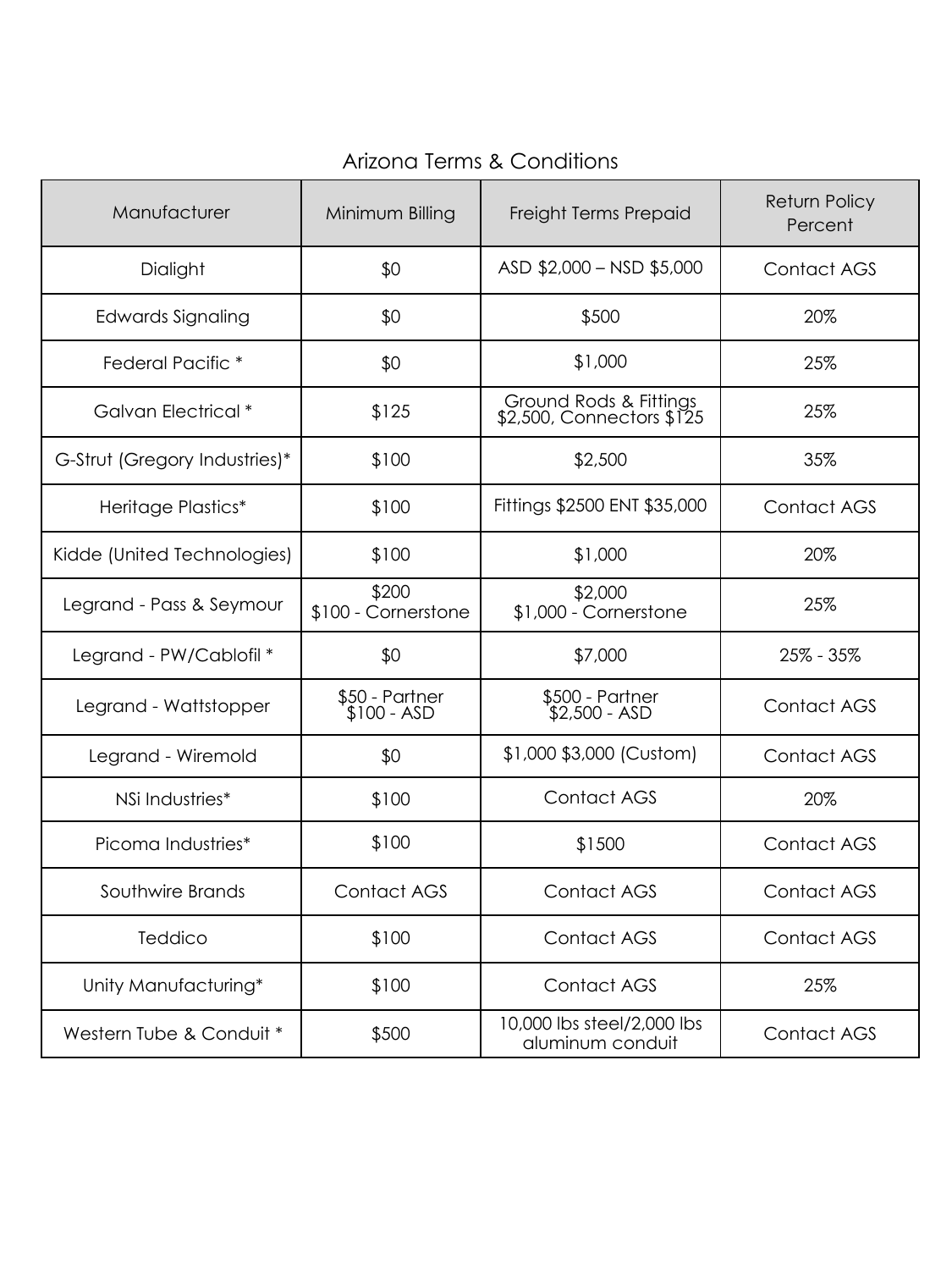## Arizona Terms & Conditions

| Manufacturer | Minimum Billing | Freight Terms Prepaid | Return Policy Percent |
|---|---|---|---|
| Dialight | $0 | ASD $2,000 – NSD $5,000 | Contact AGS |
| Edwards Signaling | $0 | $500 | 20% |
| Federal Pacific * | $0 | $1,000 | 25% |
| Galvan Electrical * | $125 | Ground Rods & Fittings $2,500, Connectors $125 | 25% |
| G-Strut (Gregory Industries)* | $100 | $2,500 | 35% |
| Heritage Plastics* | $100 | Fittings $2500 ENT $35,000 | Contact AGS |
| Kidde (United Technologies) | $100 | $1,000 | 20% |
| Legrand - Pass & Seymour | $200<br>$100 - Cornerstone | $2,000<br>$1,000 - Cornerstone | 25% |
| Legrand - PW/Cablofil * | $0 | $7,000 | 25% - 35% |
| Legrand - Wattstopper | $50 - Partner<br>$100 - ASD | $500 - Partner<br>$2,500 - ASD | Contact AGS |
| Legrand - Wiremold | $0 | $1,000 $3,000 (Custom) | Contact AGS |
| NSi Industries* | $100 | Contact AGS | 20% |
| Picoma Industries* | $100 | $1500 | Contact AGS |
| Southwire Brands | Contact AGS | Contact AGS | Contact AGS |
| Teddico | $100 | Contact AGS | Contact AGS |
| Unity Manufacturing* | $100 | Contact AGS | 25% |
| Western Tube & Conduit * | $500 | 10,000 lbs steel/2,000 lbs aluminum conduit | Contact AGS |